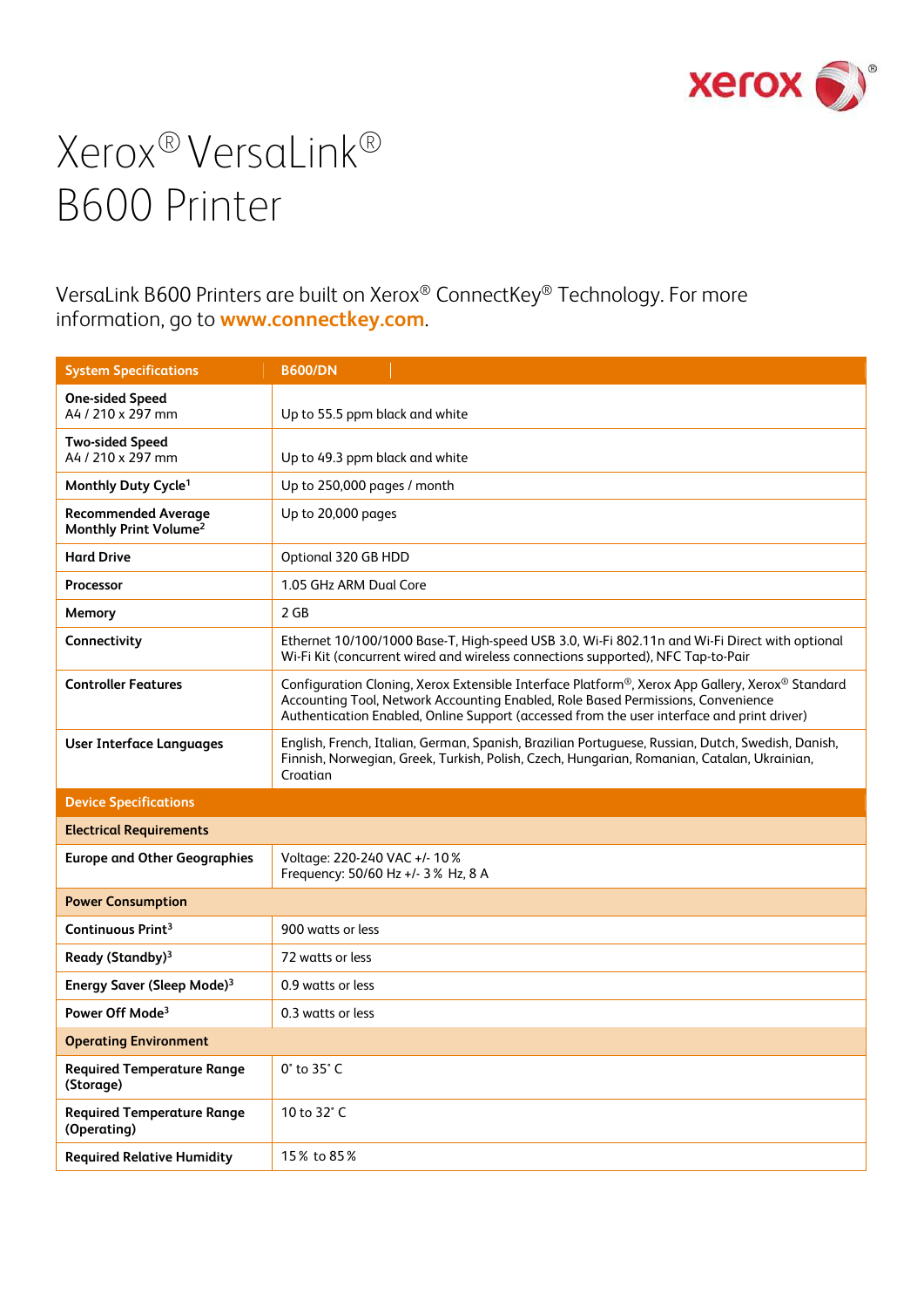# Xerox® VersaLink®
# B600 Printer

VersaLink B600 Printers are built on Xerox® ConnectKey® Technology. For more information, go to **www.connectkey.com**.

| System Specifications | B600/DN |
|---|---|
| **One-sided Speed** A4 / 210 x 297 mm | Up to 55.5 ppm black and white |
| **Two-sided Speed** A4 / 210 x 297 mm | Up to 49.3 ppm black and white |
| **Monthly Duty Cycle**[1] | Up to 250,000 pages / month |
| **Recommended Average Monthly Print Volume**[2] | Up to 20,000 pages |
| **Hard Drive** | Optional 320 GB HDD |
| **Processor** | 1.05 GHz ARM Dual Core |
| **Memory** | 2 GB |
| **Connectivity** | Ethernet 10/100/1000 Base-T, High-speed USB 3.0, Wi-Fi 802.11n and Wi-Fi Direct with optional Wi-Fi Kit (concurrent wired and wireless connections supported), NFC Tap-to-Pair |
| **Controller Features** | Configuration Cloning, Xerox Extensible Interface Platform®, Xerox App Gallery, Xerox® Standard Accounting Tool, Network Accounting Enabled, Role Based Permissions, Convenience Authentication Enabled, Online Support (accessed from the user interface and print driver) |
| **User Interface Languages** | English, French, Italian, German, Spanish, Brazilian Portuguese, Russian, Dutch, Swedish, Danish, Finnish, Norwegian, Greek, Turkish, Polish, Czech, Hungarian, Romanian, Catalan, Ukrainian, Croatian |
| **Device Specifications** | |
| **Electrical Requirements** | |
| **Europe and Other Geographies** | Voltage: 220-240 VAC +/- 10 % Frequency: 50/60 Hz +/- 3 % Hz, 8 A |
| **Power Consumption** | |
| **Continuous Print**[3] | 900 watts or less |
| **Ready (Standby)**[3] | 72 watts or less |
| **Energy Saver (Sleep Mode)**[3] | 0.9 watts or less |
| **Power Off Mode**[3] | 0.3 watts or less |
| **Operating Environment** | |
| **Required Temperature Range (Storage)** | 0° to 35° C |
| **Required Temperature Range (Operating)** | 10 to 32° C |
| **Required Relative Humidity** | 15 % to 85 % |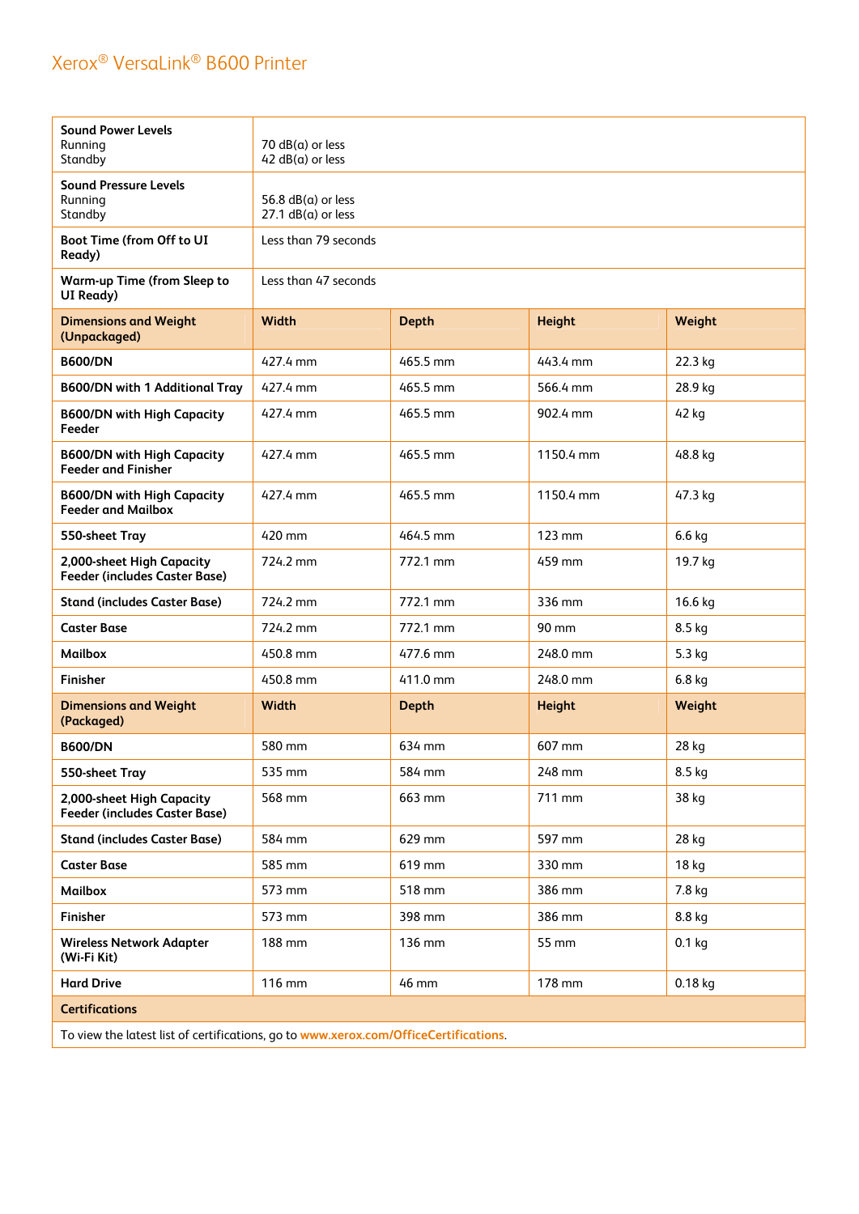## Xerox® VersaLink® B600 Printer

| | | | | |
|---|---|---|---|---|
| **Sound Power Levels**<br>Running<br>Standby | 70 dB(a) or less<br>42 dB(a) or less | | | |
| **Sound Pressure Levels**<br>Running<br>Standby | 56.8 dB(a) or less<br>27.1 dB(a) or less | | | |
| **Boot Time (from Off to UI Ready)** | Less than 79 seconds | | | |
| **Warm-up Time (from Sleep to UI Ready)** | Less than 47 seconds | | | |
| **Dimensions and Weight (Unpackaged)** | **Width** | **Depth** | **Height** | **Weight** |
| **B600/DN** | 427.4 mm | 465.5 mm | 443.4 mm | 22.3 kg |
| **B600/DN with 1 Additional Tray** | 427.4 mm | 465.5 mm | 566.4 mm | 28.9 kg |
| **B600/DN with High Capacity Feeder** | 427.4 mm | 465.5 mm | 902.4 mm | 42 kg |
| **B600/DN with High Capacity Feeder and Finisher** | 427.4 mm | 465.5 mm | 1150.4 mm | 48.8 kg |
| **B600/DN with High Capacity Feeder and Mailbox** | 427.4 mm | 465.5 mm | 1150.4 mm | 47.3 kg |
| **550-sheet Tray** | 420 mm | 464.5 mm | 123 mm | 6.6 kg |
| **2,000-sheet High Capacity Feeder (includes Caster Base)** | 724.2 mm | 772.1 mm | 459 mm | 19.7 kg |
| **Stand (includes Caster Base)** | 724.2 mm | 772.1 mm | 336 mm | 16.6 kg |
| **Caster Base** | 724.2 mm | 772.1 mm | 90 mm | 8.5 kg |
| **Mailbox** | 450.8 mm | 477.6 mm | 248.0 mm | 5.3 kg |
| **Finisher** | 450.8 mm | 411.0 mm | 248.0 mm | 6.8 kg |
| **Dimensions and Weight (Packaged)** | **Width** | **Depth** | **Height** | **Weight** |
| **B600/DN** | 580 mm | 634 mm | 607 mm | 28 kg |
| **550-sheet Tray** | 535 mm | 584 mm | 248 mm | 8.5 kg |
| **2,000-sheet High Capacity Feeder (includes Caster Base)** | 568 mm | 663 mm | 711 mm | 38 kg |
| **Stand (includes Caster Base)** | 584 mm | 629 mm | 597 mm | 28 kg |
| **Caster Base** | 585 mm | 619 mm | 330 mm | 18 kg |
| **Mailbox** | 573 mm | 518 mm | 386 mm | 7.8 kg |
| **Finisher** | 573 mm | 398 mm | 386 mm | 8.8 kg |
| **Wireless Network Adapter (Wi-Fi Kit)** | 188 mm | 136 mm | 55 mm | 0.1 kg |
| **Hard Drive** | 116 mm | 46 mm | 178 mm | 0.18 kg |
| **Certifications** | | | | |
| To view the latest list of certifications, go to **www.xerox.com/OfficeCertifications**. | | | | |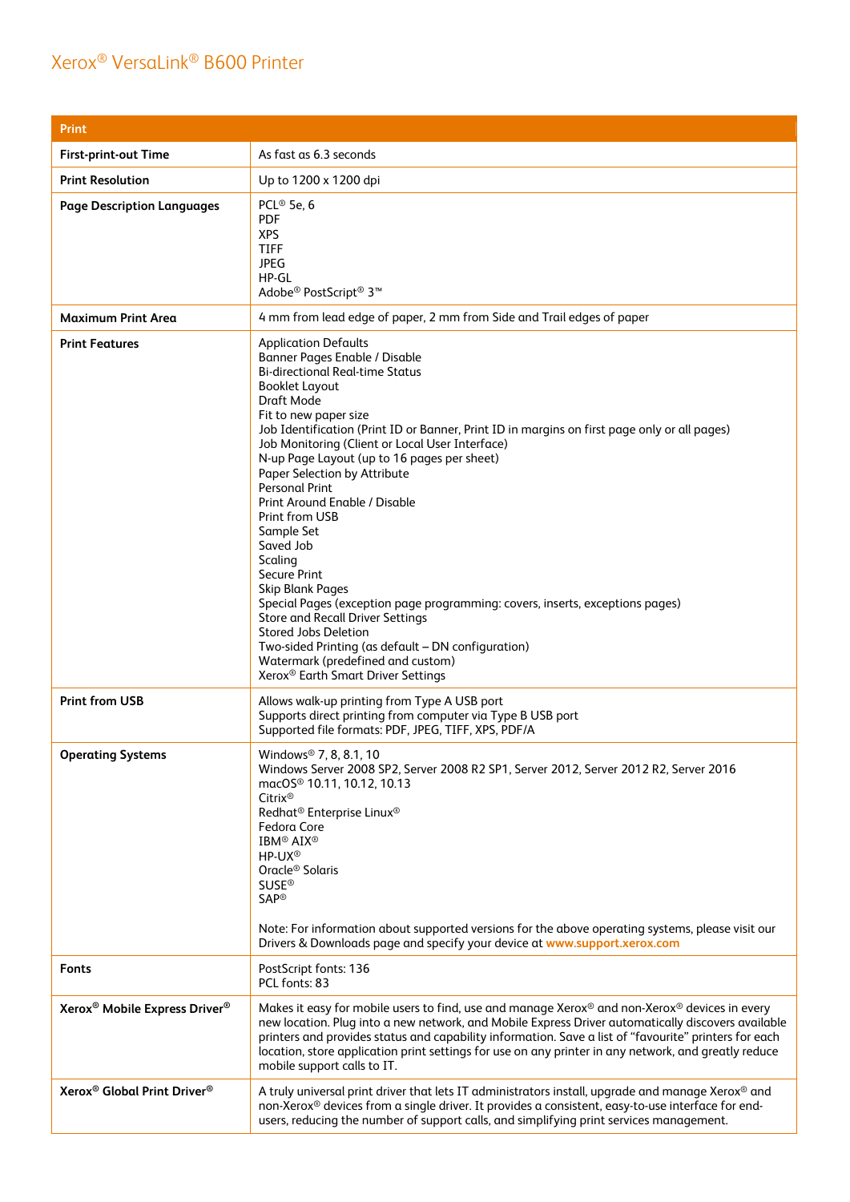# Xerox® VersaLink® B600 Printer

| Print | |
|---|---|
| **First-print-out Time** | As fast as 6.3 seconds |
| **Print Resolution** | Up to 1200 x 1200 dpi |
| **Page Description Languages** | PCL® 5e, 6<br>PDF<br>XPS<br>TIFF<br>JPEG<br>HP-GL<br>Adobe® PostScript® 3™ |
| **Maximum Print Area** | 4 mm from lead edge of paper, 2 mm from Side and Trail edges of paper |
| **Print Features** | Application Defaults<br>Banner Pages Enable / Disable<br>Bi-directional Real-time Status<br>Booklet Layout<br>Draft Mode<br>Fit to new paper size<br>Job Identification (Print ID or Banner, Print ID in margins on first page only or all pages)<br>Job Monitoring (Client or Local User Interface)<br>N-up Page Layout (up to 16 pages per sheet)<br>Paper Selection by Attribute<br>Personal Print<br>Print Around Enable / Disable<br>Print from USB<br>Sample Set<br>Saved Job<br>Scaling<br>Secure Print<br>Skip Blank Pages<br>Special Pages (exception page programming: covers, inserts, exceptions pages)<br>Store and Recall Driver Settings<br>Stored Jobs Deletion<br>Two-sided Printing (as default – DN configuration)<br>Watermark (predefined and custom)<br>Xerox® Earth Smart Driver Settings |
| **Print from USB** | Allows walk-up printing from Type A USB port<br>Supports direct printing from computer via Type B USB port<br>Supported file formats: PDF, JPEG, TIFF, XPS, PDF/A |
| **Operating Systems** | Windows® 7, 8, 8.1, 10<br>Windows Server 2008 SP2, Server 2008 R2 SP1, Server 2012, Server 2012 R2, Server 2016<br>macOS® 10.11, 10.12, 10.13<br>Citrix®<br>Redhat® Enterprise Linux®<br>Fedora Core<br>IBM® AIX®<br>HP-UX®<br>Oracle® Solaris<br>SUSE®<br>SAP®<br><br>Note: For information about supported versions for the above operating systems, please visit our Drivers & Downloads page and specify your device at www.support.xerox.com |
| **Fonts** | PostScript fonts: 136<br>PCL fonts: 83 |
| **Xerox® Mobile Express Driver®** | Makes it easy for mobile users to find, use and manage Xerox® and non-Xerox® devices in every new location. Plug into a new network, and Mobile Express Driver automatically discovers available printers and provides status and capability information. Save a list of "favourite" printers for each location, store application print settings for use on any printer in any network, and greatly reduce mobile support calls to IT. |
| **Xerox® Global Print Driver®** | A truly universal print driver that lets IT administrators install, upgrade and manage Xerox® and non-Xerox® devices from a single driver. It provides a consistent, easy-to-use interface for end-users, reducing the number of support calls, and simplifying print services management. |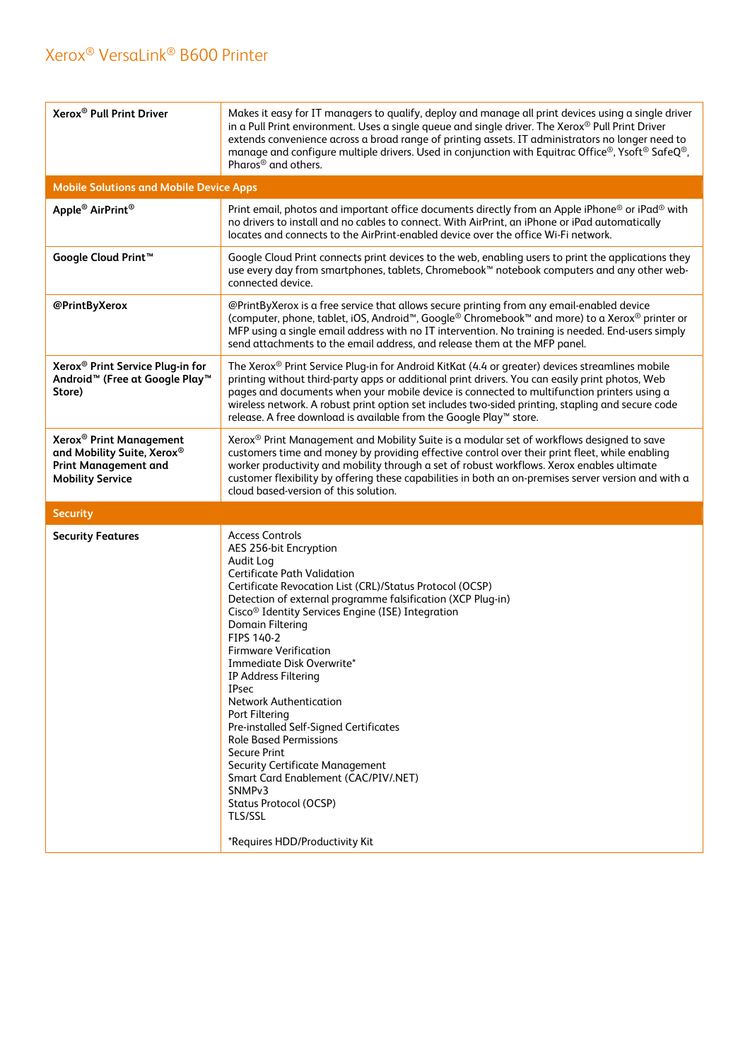# Xerox® VersaLink® B600 Printer

| | |
|---|---|
| **Xerox® Pull Print Driver** | Makes it easy for IT managers to qualify, deploy and manage all print devices using a single driver in a Pull Print environment. Uses a single queue and single driver. The Xerox® Pull Print Driver extends convenience across a broad range of printing assets. IT administrators no longer need to manage and configure multiple drivers. Used in conjunction with Equitrac Office®, Ysoft® SafeQ®, Pharos® and others. |
| **Mobile Solutions and Mobile Device Apps** | |
| **Apple® AirPrint®** | Print email, photos and important office documents directly from an Apple iPhone® or iPad® with no drivers to install and no cables to connect. With AirPrint, an iPhone or iPad automatically locates and connects to the AirPrint-enabled device over the office Wi-Fi network. |
| **Google Cloud Print™** | Google Cloud Print connects print devices to the web, enabling users to print the applications they use every day from smartphones, tablets, Chromebook™ notebook computers and any other web-connected device. |
| **@PrintByXerox** | @PrintByXerox is a free service that allows secure printing from any email-enabled device (computer, phone, tablet, iOS, Android™, Google® Chromebook™ and more) to a Xerox® printer or MFP using a single email address with no IT intervention. No training is needed. End-users simply send attachments to the email address, and release them at the MFP panel. |
| **Xerox® Print Service Plug-in for Android™ (Free at Google Play™ Store)** | The Xerox® Print Service Plug-in for Android KitKat (4.4 or greater) devices streamlines mobile printing without third-party apps or additional print drivers. You can easily print photos, Web pages and documents when your mobile device is connected to multifunction printers using a wireless network. A robust print option set includes two-sided printing, stapling and secure code release. A free download is available from the Google Play™ store. |
| **Xerox® Print Management and Mobility Suite, Xerox® Print Management and Mobility Service** | Xerox® Print Management and Mobility Suite is a modular set of workflows designed to save customers time and money by providing effective control over their print fleet, while enabling worker productivity and mobility through a set of robust workflows. Xerox enables ultimate customer flexibility by offering these capabilities in both an on-premises server version and with a cloud based-version of this solution. |
| **Security** | |
| **Security Features** | Access Controls<br>AES 256-bit Encryption<br>Audit Log<br>Certificate Path Validation<br>Certificate Revocation List (CRL)/Status Protocol (OCSP)<br>Detection of external programme falsification (XCP Plug-in)<br>Cisco® Identity Services Engine (ISE) Integration<br>Domain Filtering<br>FIPS 140-2<br>Firmware Verification<br>Immediate Disk Overwrite*<br>IP Address Filtering<br>IPsec<br>Network Authentication<br>Port Filtering<br>Pre-installed Self-Signed Certificates<br>Role Based Permissions<br>Secure Print<br>Security Certificate Management<br>Smart Card Enablement (CAC/PIV/.NET)<br>SNMPv3<br>Status Protocol (OCSP)<br>TLS/SSL<br><br>*Requires HDD/Productivity Kit |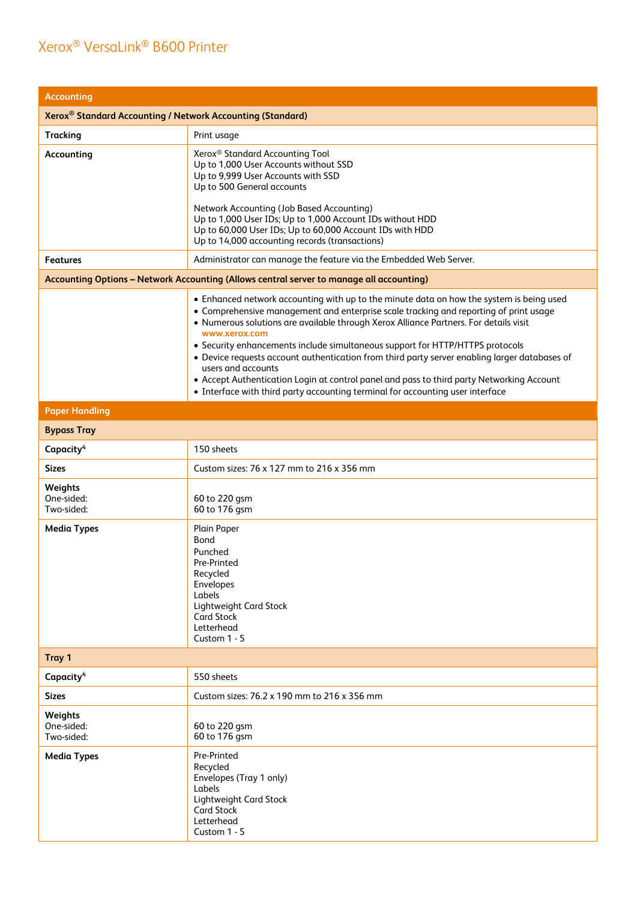# Xerox® VersaLink® B600 Printer

| Accounting | |
|---|---|
| **Xerox® Standard Accounting / Network Accounting (Standard)** | |
| **Tracking** | Print usage |
| **Accounting** | Xerox® Standard Accounting Tool<br>Up to 1,000 User Accounts without SSD<br>Up to 9,999 User Accounts with SSD<br>Up to 500 General accounts<br><br>Network Accounting (Job Based Accounting)<br>Up to 1,000 User IDs; Up to 1,000 Account IDs without HDD<br>Up to 60,000 User IDs; Up to 60,000 Account IDs with HDD<br>Up to 14,000 accounting records (transactions) |
| **Features** | Administrator can manage the feature via the Embedded Web Server. |
| **Accounting Options – Network Accounting (Allows central server to manage all accounting)** | |
| | • Enhanced network accounting with up to the minute data on how the system is being used<br>• Comprehensive management and enterprise scale tracking and reporting of print usage<br>• Numerous solutions are available through Xerox Alliance Partners. For details visit www.xerox.com<br>• Security enhancements include simultaneous support for HTTP/HTTPS protocols<br>• Device requests account authentication from third party server enabling larger databases of users and accounts<br>• Accept Authentication Login at control panel and pass to third party Networking Account<br>• Interface with third party accounting terminal for accounting user interface |

| Paper Handling | |
|---|---|
| **Bypass Tray** | |
| **Capacity**[4] | 150 sheets |
| **Sizes** | Custom sizes: 76 x 127 mm to 216 x 356 mm |
| **Weights**<br>One-sided:<br>Two-sided: | <br>60 to 220 gsm<br>60 to 176 gsm |
| **Media Types** | Plain Paper<br>Bond<br>Punched<br>Pre-Printed<br>Recycled<br>Envelopes<br>Labels<br>Lightweight Card Stock<br>Card Stock<br>Letterhead<br>Custom 1 - 5 |
| **Tray 1** | |
| **Capacity**[4] | 550 sheets |
| **Sizes** | Custom sizes: 76.2 x 190 mm to 216 x 356 mm |
| **Weights**<br>One-sided:<br>Two-sided: | <br>60 to 220 gsm<br>60 to 176 gsm |
| **Media Types** | Pre-Printed<br>Recycled<br>Envelopes (Tray 1 only)<br>Labels<br>Lightweight Card Stock<br>Card Stock<br>Letterhead<br>Custom 1 - 5 |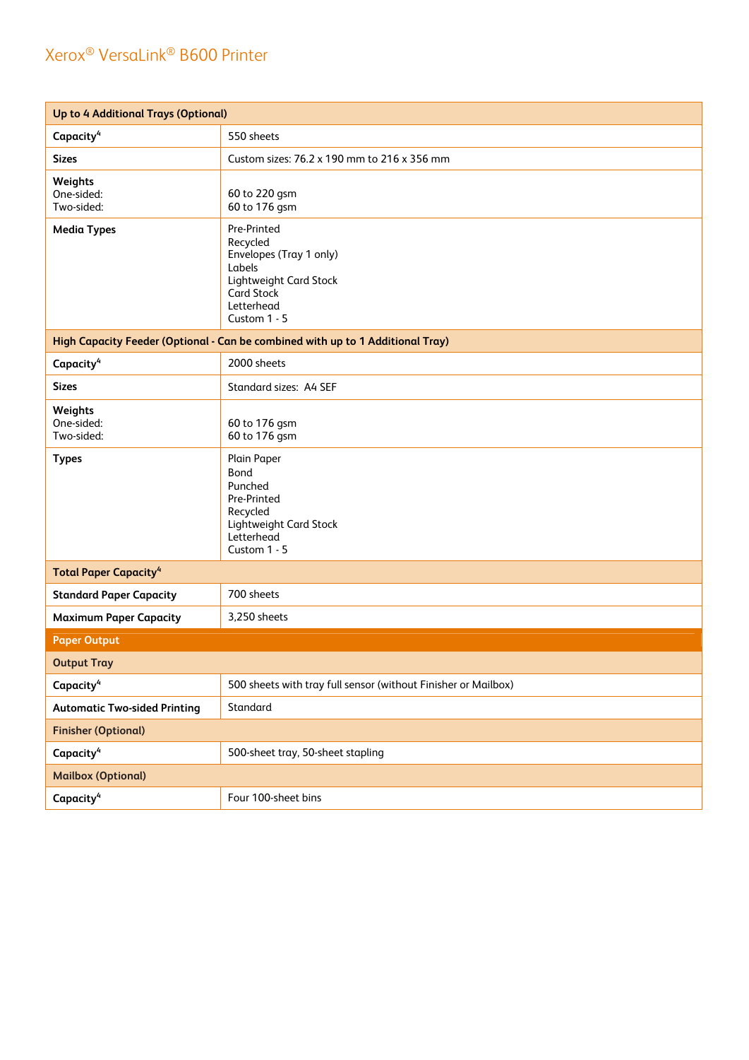| Up to 4 Additional Trays (Optional) | |
|---|---|
| **Capacity**[4] | 550 sheets |
| **Sizes** | Custom sizes: 76.2 x 190 mm to 216 x 356 mm |
| **Weights**<br>One-sided:<br>Two-sided: | <br>60 to 220 gsm<br>60 to 176 gsm |
| **Media Types** | Pre-Printed<br>Recycled<br>Envelopes (Tray 1 only)<br>Labels<br>Lightweight Card Stock<br>Card Stock<br>Letterhead<br>Custom 1 - 5 |
| **High Capacity Feeder (Optional - Can be combined with up to 1 Additional Tray)** | |
| **Capacity**[4] | 2000 sheets |
| **Sizes** | Standard sizes: A4 SEF |
| **Weights**<br>One-sided:<br>Two-sided: | <br>60 to 176 gsm<br>60 to 176 gsm |
| **Types** | Plain Paper<br>Bond<br>Punched<br>Pre-Printed<br>Recycled<br>Lightweight Card Stock<br>Letterhead<br>Custom 1 - 5 |
| **Total Paper Capacity**[4] | |
| **Standard Paper Capacity** | 700 sheets |
| **Maximum Paper Capacity** | 3,250 sheets |
| **Paper Output** | |
| **Output Tray** | |
| **Capacity**[4] | 500 sheets with tray full sensor (without Finisher or Mailbox) |
| **Automatic Two-sided Printing** | Standard |
| **Finisher (Optional)** | |
| **Capacity**[4] | 500-sheet tray, 50-sheet stapling |
| **Mailbox (Optional)** | |
| **Capacity**[4] | Four 100-sheet bins |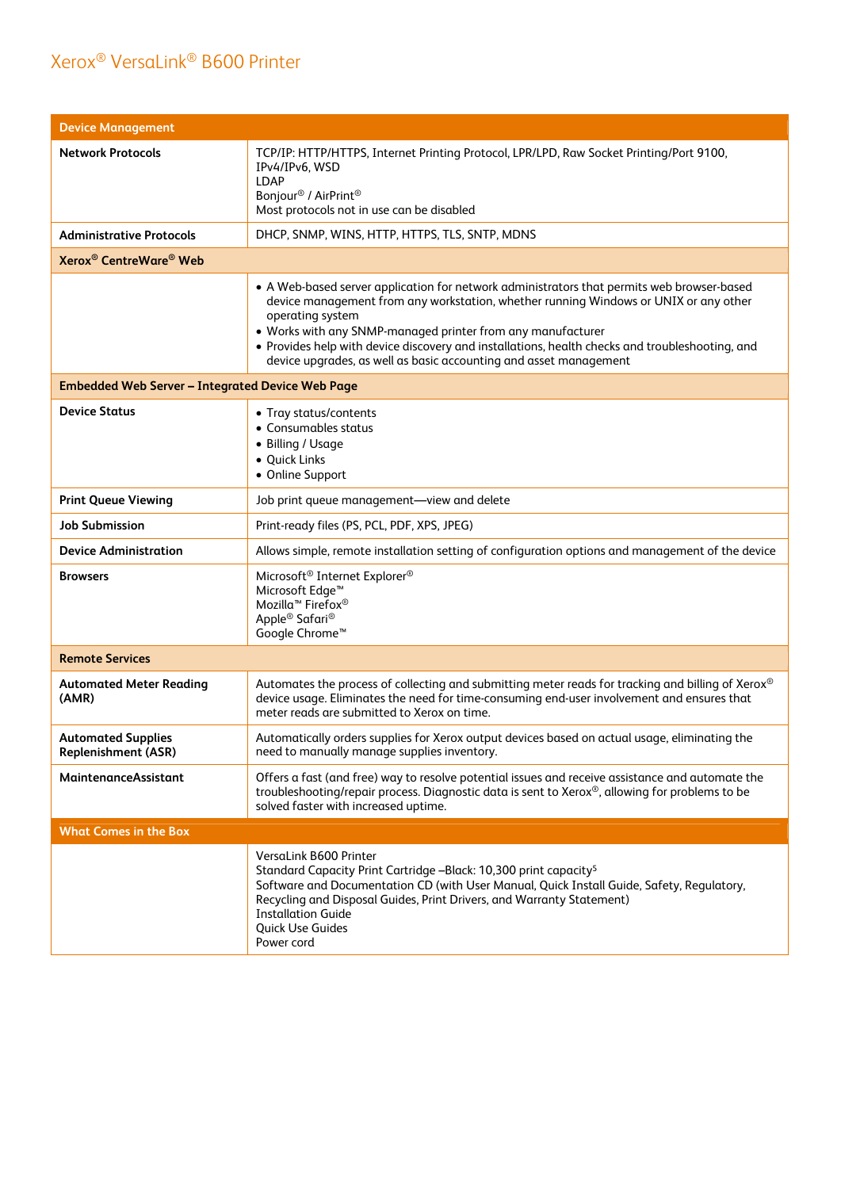# Xerox® VersaLink® B600 Printer

| Device Management | |
|---|---|
| **Network Protocols** | TCP/IP: HTTP/HTTPS, Internet Printing Protocol, LPR/LPD, Raw Socket Printing/Port 9100, IPv4/IPv6, WSD<br>LDAP<br>Bonjour® / AirPrint®<br>Most protocols not in use can be disabled |
| **Administrative Protocols** | DHCP, SNMP, WINS, HTTP, HTTPS, TLS, SNTP, MDNS |
| **Xerox® CentreWare® Web** | |
| | • A Web-based server application for network administrators that permits web browser-based device management from any workstation, whether running Windows or UNIX or any other operating system<br>• Works with any SNMP-managed printer from any manufacturer<br>• Provides help with device discovery and installations, health checks and troubleshooting, and device upgrades, as well as basic accounting and asset management |
| **Embedded Web Server – Integrated Device Web Page** | |
| **Device Status** | • Tray status/contents<br>• Consumables status<br>• Billing / Usage<br>• Quick Links<br>• Online Support |
| **Print Queue Viewing** | Job print queue management—view and delete |
| **Job Submission** | Print-ready files (PS, PCL, PDF, XPS, JPEG) |
| **Device Administration** | Allows simple, remote installation setting of configuration options and management of the device |
| **Browsers** | Microsoft® Internet Explorer®<br>Microsoft Edge™<br>Mozilla™ Firefox®<br>Apple® Safari®<br>Google Chrome™ |
| **Remote Services** | |
| **Automated Meter Reading (AMR)** | Automates the process of collecting and submitting meter reads for tracking and billing of Xerox® device usage. Eliminates the need for time-consuming end-user involvement and ensures that meter reads are submitted to Xerox on time. |
| **Automated Supplies Replenishment (ASR)** | Automatically orders supplies for Xerox output devices based on actual usage, eliminating the need to manually manage supplies inventory. |
| **MaintenanceAssistant** | Offers a fast (and free) way to resolve potential issues and receive assistance and automate the troubleshooting/repair process. Diagnostic data is sent to Xerox®, allowing for problems to be solved faster with increased uptime. |

| What Comes in the Box | |
|---|---|
| | VersaLink B600 Printer<br>Standard Capacity Print Cartridge –Black: 10,300 print capacity[5]<br>Software and Documentation CD (with User Manual, Quick Install Guide, Safety, Regulatory, Recycling and Disposal Guides, Print Drivers, and Warranty Statement)<br>Installation Guide<br>Quick Use Guides<br>Power cord |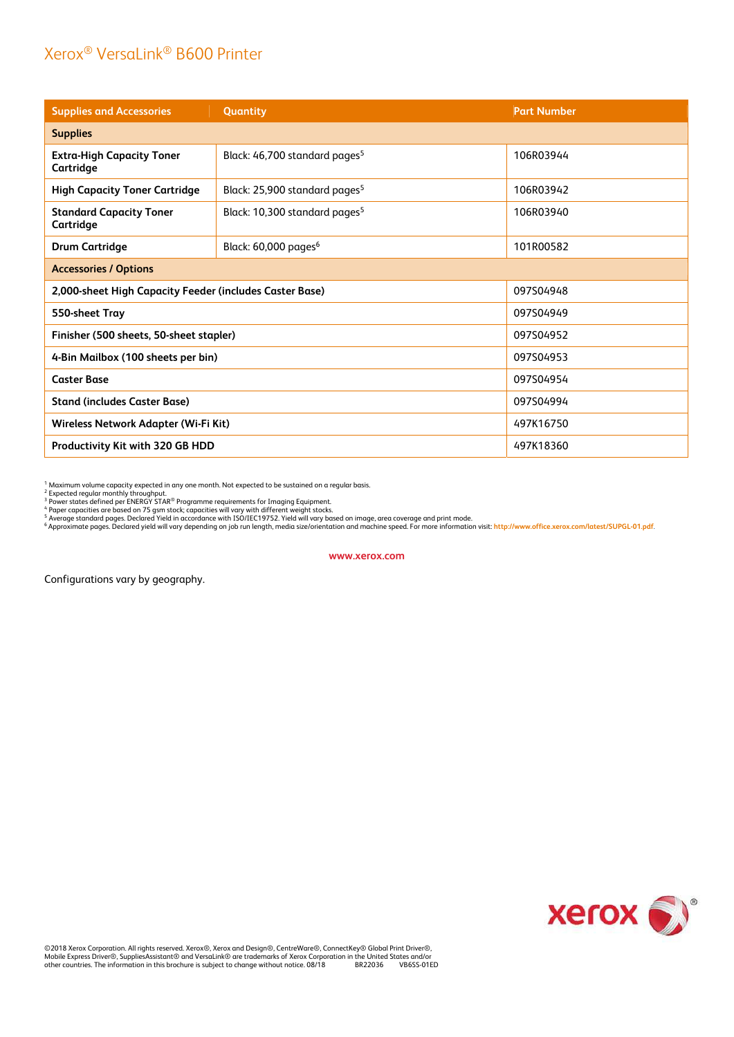# Xerox® VersaLink® B600 Printer

| Supplies and Accessories | Quantity | Part Number |
| --- | --- | --- |
| **Supplies** | | |
| **Extra-High Capacity Toner Cartridge** | Black: 46,700 standard pages[5] | 106R03944 |
| **High Capacity Toner Cartridge** | Black: 25,900 standard pages[5] | 106R03942 |
| **Standard Capacity Toner Cartridge** | Black: 10,300 standard pages[5] | 106R03940 |
| **Drum Cartridge** | Black: 60,000 pages[6] | 101R00582 |
| **Accessories / Options** | | |
| **2,000-sheet High Capacity Feeder (includes Caster Base)** | | 097S04948 |
| **550-sheet Tray** | | 097S04949 |
| **Finisher (500 sheets, 50-sheet stapler)** | | 097S04952 |
| **4-Bin Mailbox (100 sheets per bin)** | | 097S04953 |
| **Caster Base** | | 097S04954 |
| **Stand (includes Caster Base)** | | 097S04994 |
| **Wireless Network Adapter (Wi-Fi Kit)** | | 497K16750 |
| **Productivity Kit with 320 GB HDD** | | 497K18360 |

[1] Maximum volume capacity expected in any one month. Not expected to be sustained on a regular basis.
[2] Expected regular monthly throughput.
[3] Power states defined per ENERGY STAR® Programme requirements for Imaging Equipment.
[4] Paper capacities are based on 75 gsm stock; capacities will vary with different weight stocks.
[5] Average standard pages. Declared Yield in accordance with ISO/IEC19752. Yield will vary based on image, area coverage and print mode.
[6] Approximate pages. Declared yield will vary depending on job run length, media size/orientation and machine speed. For more information visit: http://www.office.xerox.com/latest/SUPGL-01.pdf.

www.xerox.com

Configurations vary by geography.

©2018 Xerox Corporation. All rights reserved. Xerox®, Xerox and Design®, CentreWare®, ConnectKey® Global Print Driver®, Mobile Express Driver®, SuppliesAssistant® and VersaLink® are trademarks of Xerox Corporation in the United States and/or other countries. The information in this brochure is subject to change without notice. 08/18 BR22036 VB6SS-01ED